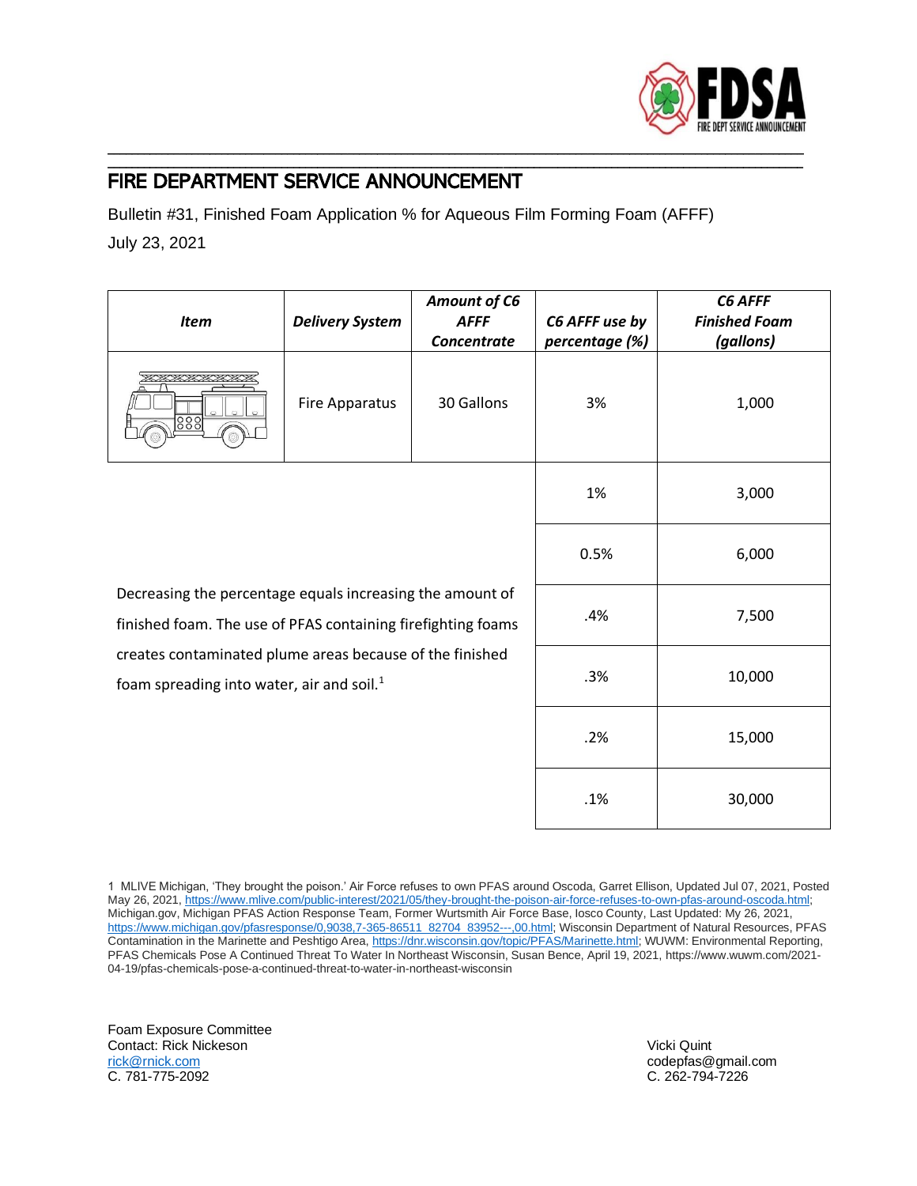# FIRE DEPARTMENT SERVICE ANNOUNCEMENT

Bulletin #31, Finished Foam Application % for Aqueous Film Forming Foam (AFFF)

July 23, 2021

| *Item* | *Delivery System* | *Amount of C6 AFFF Concentrate* | *C6 AFFF use by percentage (%)* | *C6 AFFF Finished Foam (gallons)* |
|---|---|---|---|---|
| | Fire Apparatus | 30 Gallons | 3% | 1,000 |
| | | | 1% | 3,000 |
| | | | 0.5% | 6,000 |
| | | | .4% | 7,500 |
| | | | .3% | 10,000 |
| | | | .2% | 15,000 |
| | | | .1% | 30,000 |

Decreasing the percentage equals increasing the amount of finished foam. The use of PFAS containing firefighting foams creates contaminated plume areas because of the finished foam spreading into water, air and soil.[1]

1 MLIVE Michigan, 'They brought the poison.' Air Force refuses to own PFAS around Oscoda, Garret Ellison, Updated Jul 07, 2021, Posted May 26, 2021, https://www.mlive.com/public-interest/2021/05/they-brought-the-poison-air-force-refuses-to-own-pfas-around-oscoda.html; Michigan.gov, Michigan PFAS Action Response Team, Former Wurtsmith Air Force Base, Iosco County, Last Updated: My 26, 2021, https://www.michigan.gov/pfasresponse/0,9038,7-365-86511_82704_83952---,00.html; Wisconsin Department of Natural Resources, PFAS Contamination in the Marinette and Peshtigo Area, https://dnr.wisconsin.gov/topic/PFAS/Marinette.html; WUWM: Environmental Reporting, PFAS Chemicals Pose A Continued Threat To Water In Northeast Wisconsin, Susan Bence, April 19, 2021, https://www.wuwm.com/2021-04-19/pfas-chemicals-pose-a-continued-threat-to-water-in-northeast-wisconsin

Foam Exposure Committee
Contact: Rick Nickeson
rick@rnick.com
C. 781-775-2092

Vicki Quint
codepfas@gmail.com
C. 262-794-7226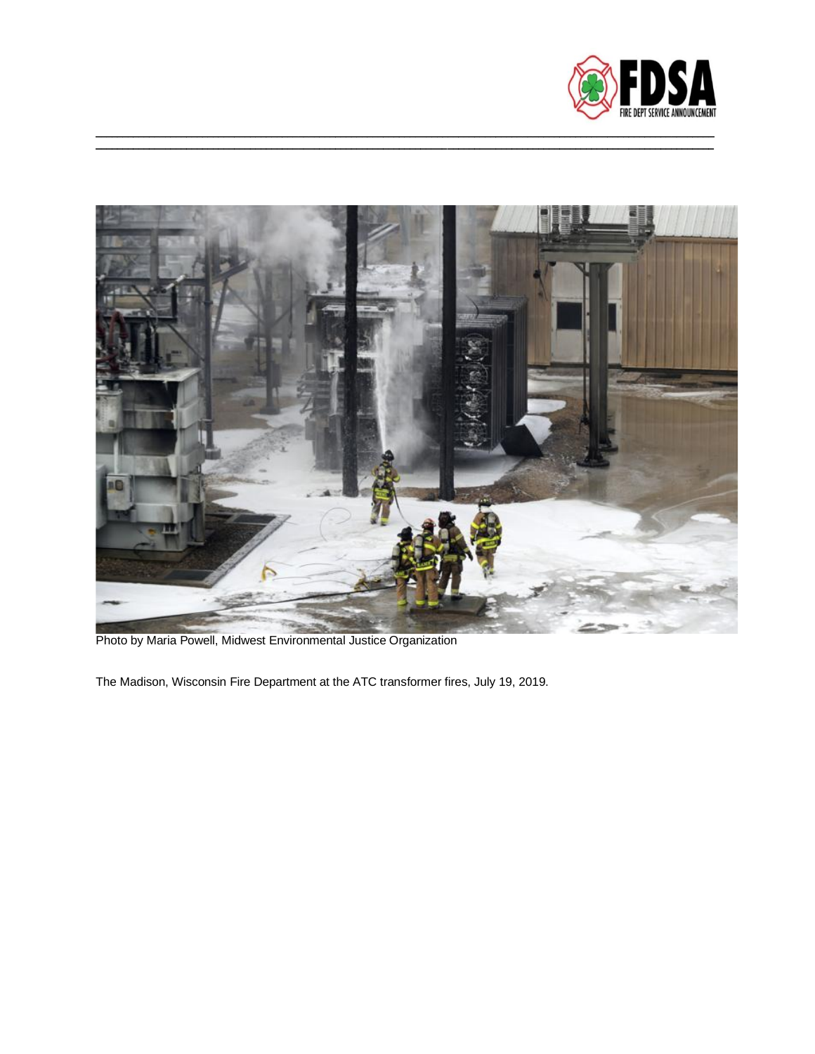Photo by Maria Powell, Midwest Environmental Justice Organization

The Madison, Wisconsin Fire Department at the ATC transformer fires, July 19, 2019.